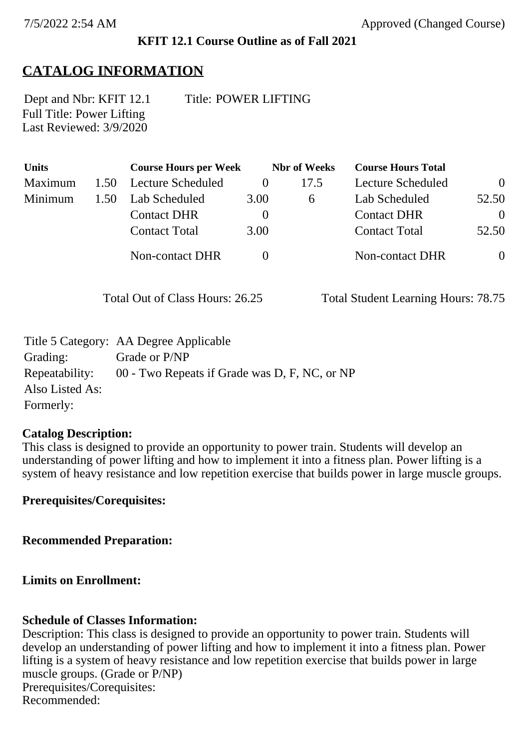**KFIT 12.1 Course Outline as of Fall 2021**

## CATALOG INFORMATION

Dept and Nbr: KFIT 12.1 Title: POWER LIFTING
Full Title: Power Lifting
Last Reviewed: 3/9/2020

| Units | | Course Hours per Week | | Nbr of Weeks | Course Hours Total | |
|---|---|---|---|---|---|---|
| Maximum | 1.50 | Lecture Scheduled | 0 | 17.5 | Lecture Scheduled | 0 |
| Minimum | 1.50 | Lab Scheduled | 3.00 | 6 | Lab Scheduled | 52.50 |
| | | Contact DHR | 0 | | Contact DHR | 0 |
| | | Contact Total | 3.00 | | Contact Total | 52.50 |
| | | Non-contact DHR | 0 | | Non-contact DHR | 0 |

Total Out of Class Hours: 26.25 Total Student Learning Hours: 78.75

Title 5 Category: AA Degree Applicable
Grading: Grade or P/NP
Repeatability: 00 - Two Repeats if Grade was D, F, NC, or NP
Also Listed As:
Formerly:

**Catalog Description:**
This class is designed to provide an opportunity to power train. Students will develop an understanding of power lifting and how to implement it into a fitness plan. Power lifting is a system of heavy resistance and low repetition exercise that builds power in large muscle groups.

**Prerequisites/Corequisites:**

**Recommended Preparation:**

**Limits on Enrollment:**

**Schedule of Classes Information:**
Description: This class is designed to provide an opportunity to power train. Students will develop an understanding of power lifting and how to implement it into a fitness plan. Power lifting is a system of heavy resistance and low repetition exercise that builds power in large muscle groups. (Grade or P/NP)
Prerequisites/Corequisites:
Recommended: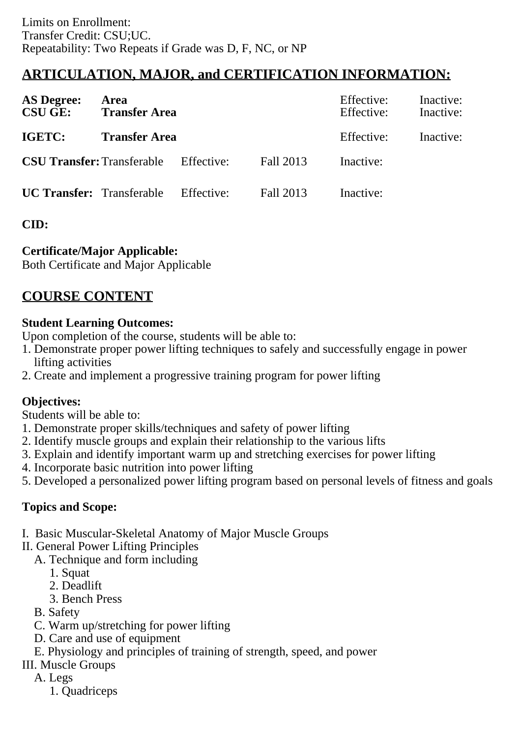Limits on Enrollment:
Transfer Credit: CSU;UC.
Repeatability: Two Repeats if Grade was D, F, NC, or NP

## ARTICULATION, MAJOR, and CERTIFICATION INFORMATION:

| | | | | | |
|---|---|---|---|---|---|
| **AS Degree:** | **Area** | | | Effective: | Inactive: |
| **CSU GE:** | **Transfer Area** | | | Effective: | Inactive: |
| **IGETC:** | **Transfer Area** | | | Effective: | Inactive: |
| **CSU Transfer:** | Transferable | Effective: | Fall 2013 | Inactive: | |
| **UC Transfer:** | Transferable | Effective: | Fall 2013 | Inactive: | |

**CID:**

**Certificate/Major Applicable:**
Both Certificate and Major Applicable

## COURSE CONTENT

**Student Learning Outcomes:**
Upon completion of the course, students will be able to:
1. Demonstrate proper power lifting techniques to safely and successfully engage in power lifting activities
2. Create and implement a progressive training program for power lifting

**Objectives:**
Students will be able to:
1. Demonstrate proper skills/techniques and safety of power lifting
2. Identify muscle groups and explain their relationship to the various lifts
3. Explain and identify important warm up and stretching exercises for power lifting
4. Incorporate basic nutrition into power lifting
5. Developed a personalized power lifting program based on personal levels of fitness and goals

**Topics and Scope:**

I. Basic Muscular-Skeletal Anatomy of Major Muscle Groups
II. General Power Lifting Principles
   A. Technique and form including
      1. Squat
      2. Deadlift
      3. Bench Press
   B. Safety
   C. Warm up/stretching for power lifting
   D. Care and use of equipment
   E. Physiology and principles of training of strength, speed, and power
III. Muscle Groups
   A. Legs
      1. Quadriceps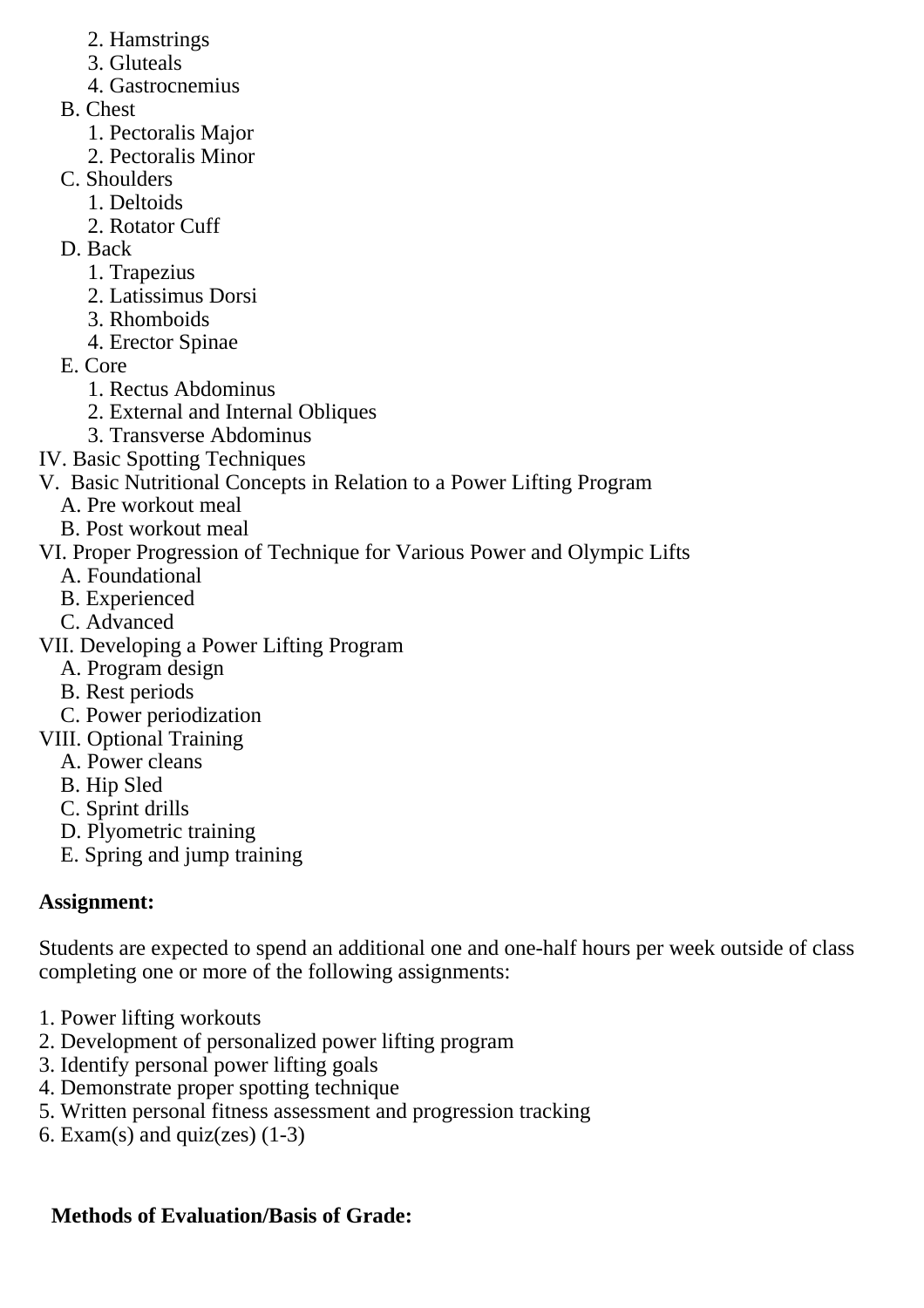2. Hamstrings
    3. Gluteals
    4. Gastrocnemius
  B. Chest
    1. Pectoralis Major
    2. Pectoralis Minor
  C. Shoulders
    1. Deltoids
    2. Rotator Cuff
  D. Back
    1. Trapezius
    2. Latissimus Dorsi
    3. Rhomboids
    4. Erector Spinae
  E. Core
    1. Rectus Abdominus
    2. External and Internal Obliques
    3. Transverse Abdominus

IV. Basic Spotting Techniques

V. Basic Nutritional Concepts in Relation to a Power Lifting Program
  A. Pre workout meal
  B. Post workout meal

VI. Proper Progression of Technique for Various Power and Olympic Lifts
  A. Foundational
  B. Experienced
  C. Advanced

VII. Developing a Power Lifting Program
  A. Program design
  B. Rest periods
  C. Power periodization

VIII. Optional Training
  A. Power cleans
  B. Hip Sled
  C. Sprint drills
  D. Plyometric training
  E. Spring and jump training

**Assignment:**

Students are expected to spend an additional one and one-half hours per week outside of class completing one or more of the following assignments:

1. Power lifting workouts
2. Development of personalized power lifting program
3. Identify personal power lifting goals
4. Demonstrate proper spotting technique
5. Written personal fitness assessment and progression tracking
6. Exam(s) and quiz(zes) (1-3)

**Methods of Evaluation/Basis of Grade:**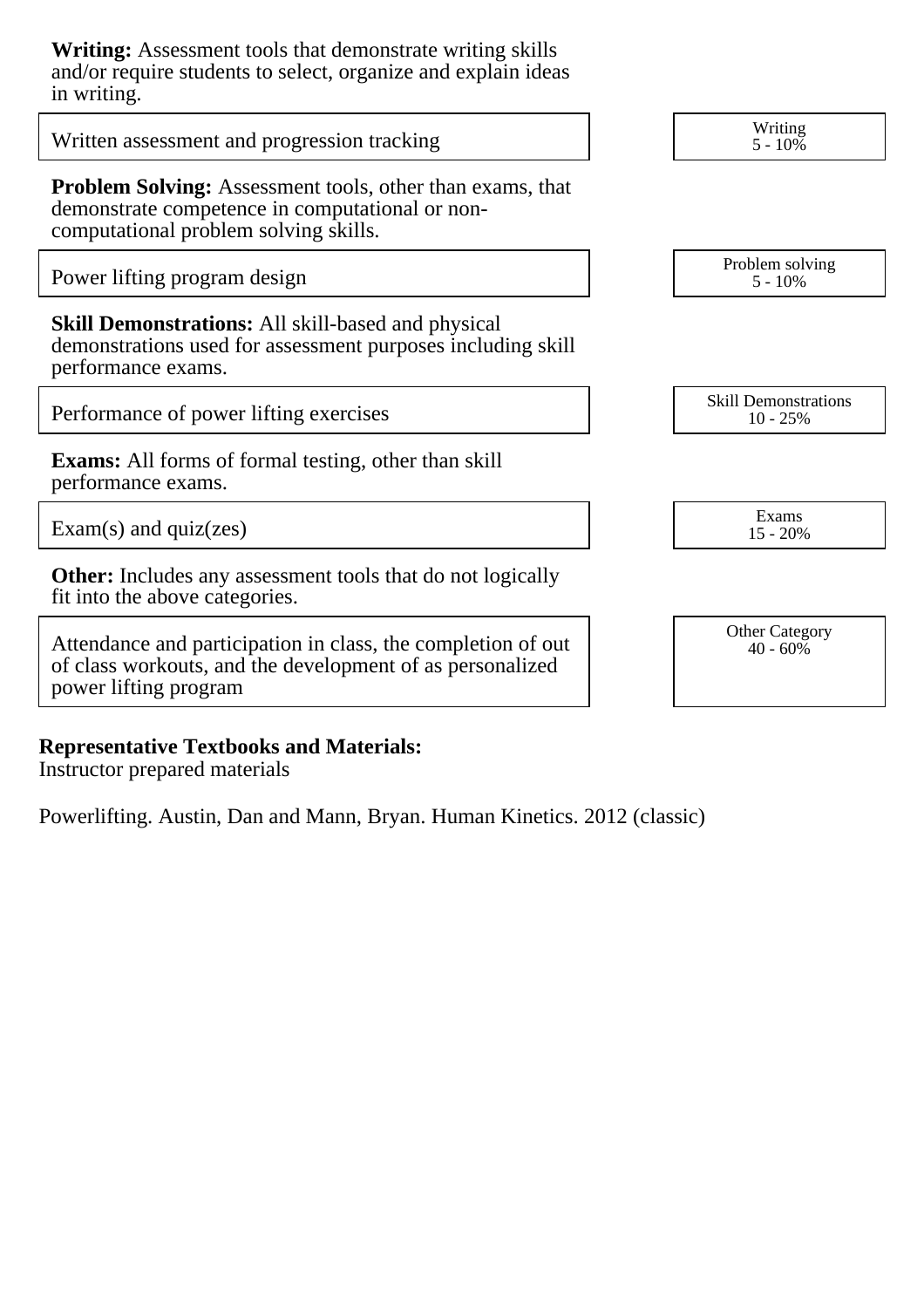**Writing:** Assessment tools that demonstrate writing skills and/or require students to select, organize and explain ideas in writing.

| | |
|---|---|
| Written assessment and progression tracking | Writing<br>5 - 10% |

**Problem Solving:** Assessment tools, other than exams, that demonstrate competence in computational or non-computational problem solving skills.

| | |
|---|---|
| Power lifting program design | Problem solving<br>5 - 10% |

**Skill Demonstrations:** All skill-based and physical demonstrations used for assessment purposes including skill performance exams.

| | |
|---|---|
| Performance of power lifting exercises | Skill Demonstrations<br>10 - 25% |

**Exams:** All forms of formal testing, other than skill performance exams.

| | |
|---|---|
| Exam(s) and quiz(zes) | Exams<br>15 - 20% |

**Other:** Includes any assessment tools that do not logically fit into the above categories.

| | |
|---|---|
| Attendance and participation in class, the completion of out of class workouts, and the development of as personalized power lifting program | Other Category<br>40 - 60% |

**Representative Textbooks and Materials:**
Instructor prepared materials

Powerlifting. Austin, Dan and Mann, Bryan. Human Kinetics. 2012 (classic)